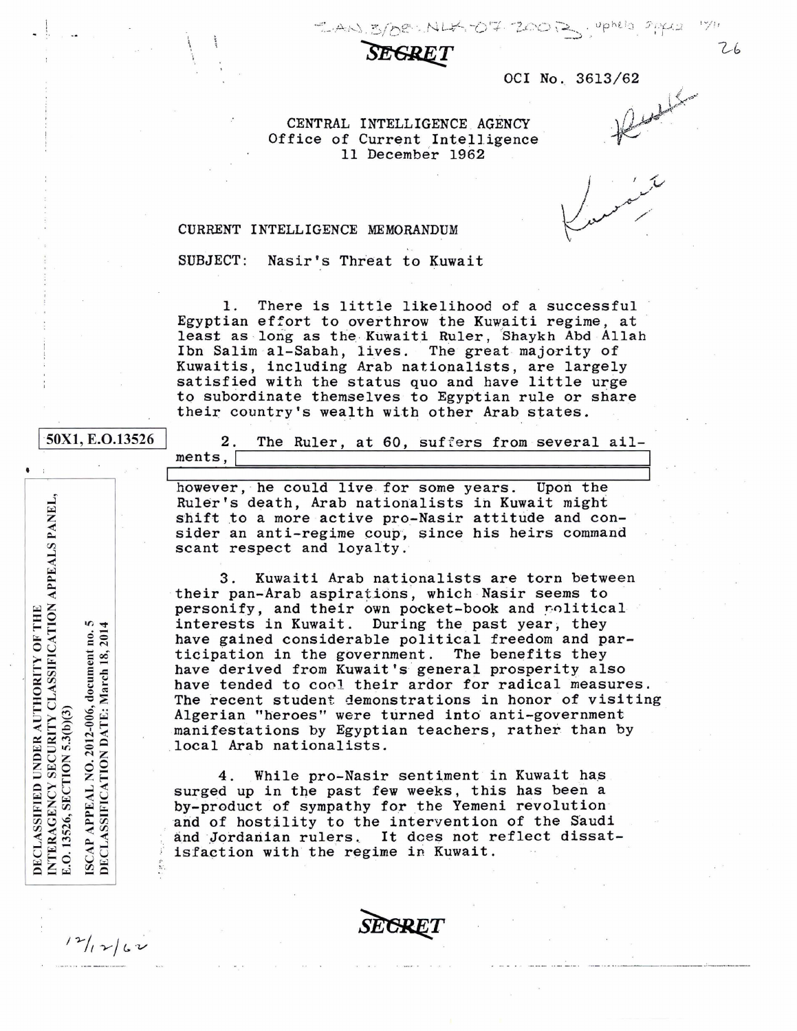SECRET

OCI No. 3613/62

CENTRAL INTELLIGENCE AGENCY
Office of Current Intelligence
11 December 1962

CURRENT INTELLIGENCE MEMORANDUM

SUBJECT: Nasir's Threat to Kuwait

1. There is little likelihood of a successful Egyptian effort to overthrow the Kuwaiti regime, at least as long as the Kuwaiti Ruler, Shaykh Abd Allah Ibn Salim al-Sabah, lives. The great majority of Kuwaitis, including Arab nationalists, are largely satisfied with the status quo and have little urge to subordinate themselves to Egyptian rule or share their country's wealth with other Arab states.

50X1, E.O.13526

2. The Ruler, at 60, suffers from several ailments, [redacted] however, he could live for some years. Upon the Ruler's death, Arab nationalists in Kuwait might shift to a more active pro-Nasir attitude and consider an anti-regime coup, since his heirs command scant respect and loyalty.

3. Kuwaiti Arab nationalists are torn between their pan-Arab aspirations, which Nasir seems to personify, and their own pocket-book and political interests in Kuwait. During the past year, they have gained considerable political freedom and participation in the government. The benefits they have derived from Kuwait's general prosperity also have tended to cool their ardor for radical measures. The recent student demonstrations in honor of visiting Algerian "heroes" were turned into anti-government manifestations by Egyptian teachers, rather than by local Arab nationalists.

4. While pro-Nasir sentiment in Kuwait has surged up in the past few weeks, this has been a by-product of sympathy for the Yemeni revolution and of hostility to the intervention of the Saudi and Jordanian rulers. It does not reflect dissatisfaction with the regime in Kuwait.

DECLASSIFIED UNDER AUTHORITY OF THE INTERAGENCY SECURITY CLASSIFICATION APPEALS PANEL, E.O. 13526, SECTION 5.3(b)(3)

ISCAP APPEAL NO. 2012-006, document no. 5
DECLASSIFICATION DATE: March 18, 2014

SECRET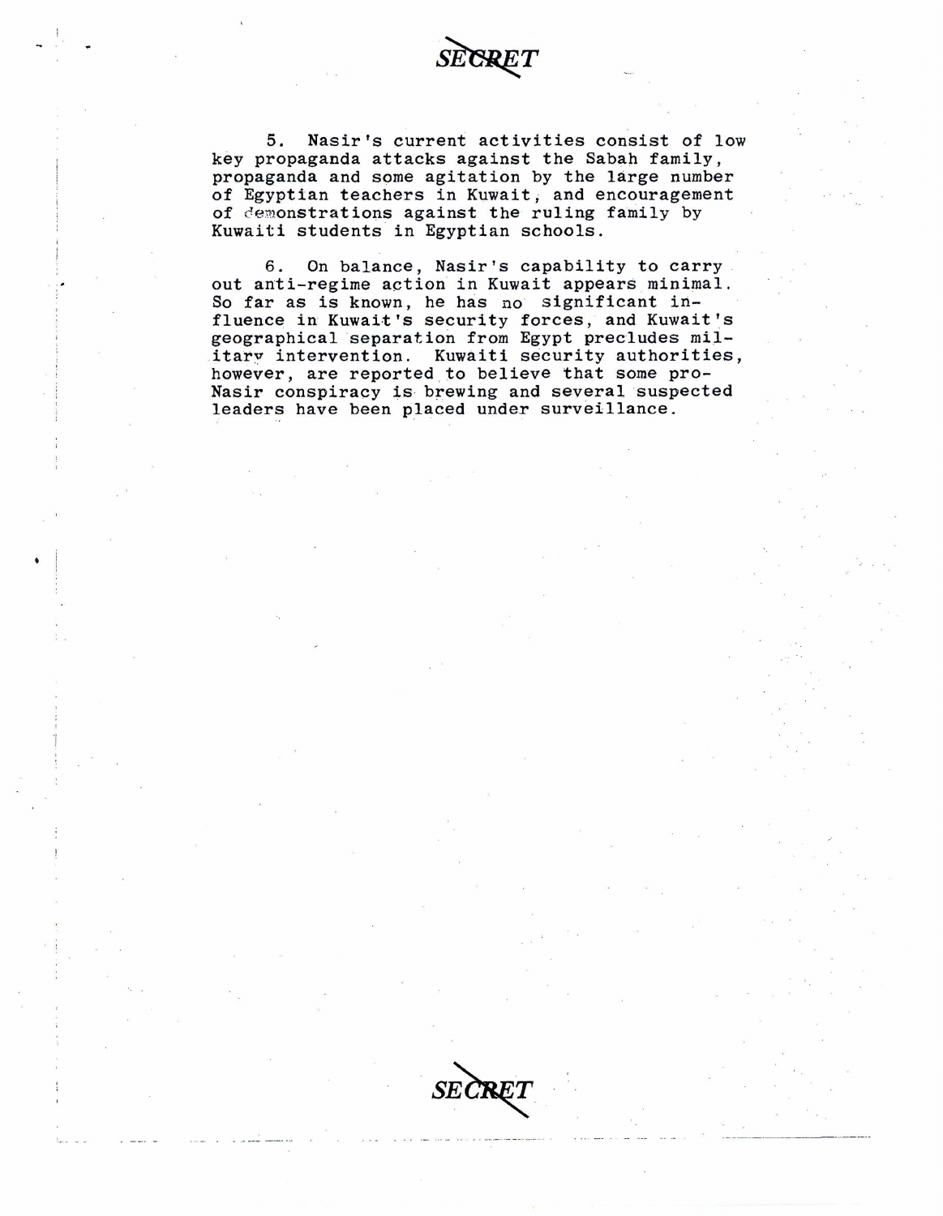5. Nasir's current activities consist of low key propaganda attacks against the Sabah family, propaganda and some agitation by the large number of Egyptian teachers in Kuwait, and encouragement of demonstrations against the ruling family by Kuwaiti students in Egyptian schools.

6. On balance, Nasir's capability to carry out anti-regime action in Kuwait appears minimal. So far as is known, he has no significant influence in Kuwait's security forces, and Kuwait's geographical separation from Egypt precludes military intervention. Kuwaiti security authorities, however, are reported to believe that some pro-Nasir conspiracy is brewing and several suspected leaders have been placed under surveillance.